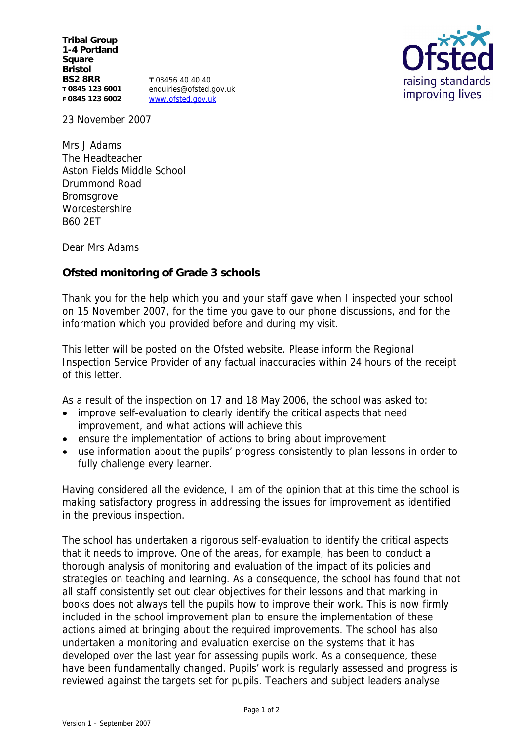**Tribal Group**
**1-4 Portland Square**
**Bristol**
**BS2 8RR**
**T 0845 123 6001**
**F 0845 123 6002**

**T** 08456 40 40 40
enquiries@ofsted.gov.uk
www.ofsted.gov.uk

23 November 2007

Mrs J Adams
The Headteacher
Aston Fields Middle School
Drummond Road
Bromsgrove
Worcestershire
B60 2ET

Dear Mrs Adams

**Ofsted monitoring of Grade 3 schools**

Thank you for the help which you and your staff gave when I inspected your school on 15 November 2007, for the time you gave to our phone discussions, and for the information which you provided before and during my visit.

This letter will be posted on the Ofsted website. Please inform the Regional Inspection Service Provider of any factual inaccuracies within 24 hours of the receipt of this letter.

As a result of the inspection on 17 and 18 May 2006, the school was asked to:

- improve self-evaluation to clearly identify the critical aspects that need improvement, and what actions will achieve this
- ensure the implementation of actions to bring about improvement
- use information about the pupils' progress consistently to plan lessons in order to fully challenge every learner.

Having considered all the evidence, I am of the opinion that at this time the school is making satisfactory progress in addressing the issues for improvement as identified in the previous inspection.

The school has undertaken a rigorous self-evaluation to identify the critical aspects that it needs to improve. One of the areas, for example, has been to conduct a thorough analysis of monitoring and evaluation of the impact of its policies and strategies on teaching and learning. As a consequence, the school has found that not all staff consistently set out clear objectives for their lessons and that marking in books does not always tell the pupils how to improve their work. This is now firmly included in the school improvement plan to ensure the implementation of these actions aimed at bringing about the required improvements. The school has also undertaken a monitoring and evaluation exercise on the systems that it has developed over the last year for assessing pupils work. As a consequence, these have been fundamentally changed. Pupils' work is regularly assessed and progress is reviewed against the targets set for pupils. Teachers and subject leaders analyse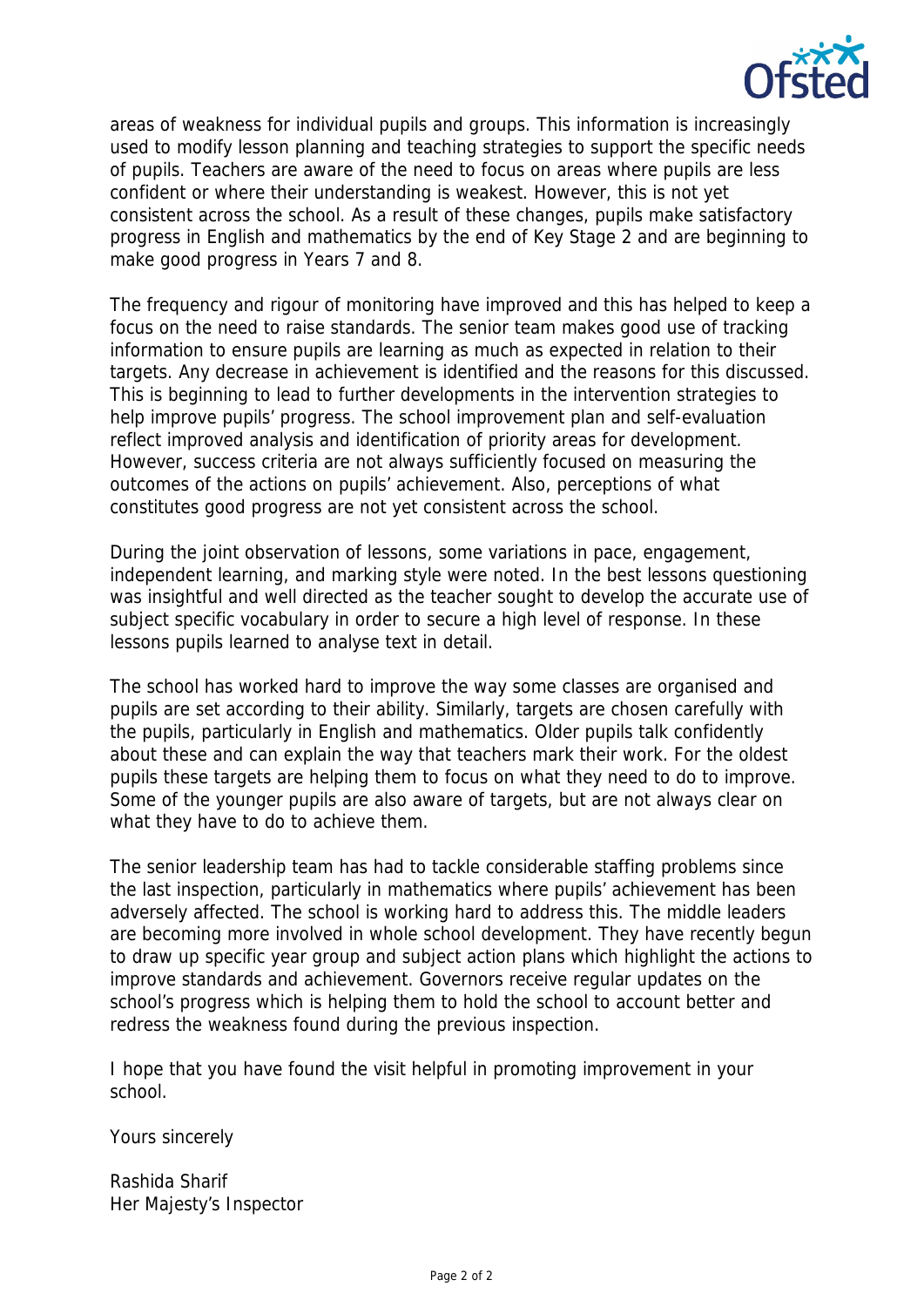areas of weakness for individual pupils and groups. This information is increasingly used to modify lesson planning and teaching strategies to support the specific needs of pupils. Teachers are aware of the need to focus on areas where pupils are less confident or where their understanding is weakest. However, this is not yet consistent across the school. As a result of these changes, pupils make satisfactory progress in English and mathematics by the end of Key Stage 2 and are beginning to make good progress in Years 7 and 8.

The frequency and rigour of monitoring have improved and this has helped to keep a focus on the need to raise standards. The senior team makes good use of tracking information to ensure pupils are learning as much as expected in relation to their targets. Any decrease in achievement is identified and the reasons for this discussed. This is beginning to lead to further developments in the intervention strategies to help improve pupils' progress. The school improvement plan and self-evaluation reflect improved analysis and identification of priority areas for development. However, success criteria are not always sufficiently focused on measuring the outcomes of the actions on pupils' achievement. Also, perceptions of what constitutes good progress are not yet consistent across the school.

During the joint observation of lessons, some variations in pace, engagement, independent learning, and marking style were noted. In the best lessons questioning was insightful and well directed as the teacher sought to develop the accurate use of subject specific vocabulary in order to secure a high level of response. In these lessons pupils learned to analyse text in detail.

The school has worked hard to improve the way some classes are organised and pupils are set according to their ability. Similarly, targets are chosen carefully with the pupils, particularly in English and mathematics. Older pupils talk confidently about these and can explain the way that teachers mark their work. For the oldest pupils these targets are helping them to focus on what they need to do to improve. Some of the younger pupils are also aware of targets, but are not always clear on what they have to do to achieve them.

The senior leadership team has had to tackle considerable staffing problems since the last inspection, particularly in mathematics where pupils' achievement has been adversely affected. The school is working hard to address this. The middle leaders are becoming more involved in whole school development. They have recently begun to draw up specific year group and subject action plans which highlight the actions to improve standards and achievement. Governors receive regular updates on the school's progress which is helping them to hold the school to account better and redress the weakness found during the previous inspection.

I hope that you have found the visit helpful in promoting improvement in your school.

Yours sincerely

Rashida Sharif
Her Majesty's Inspector